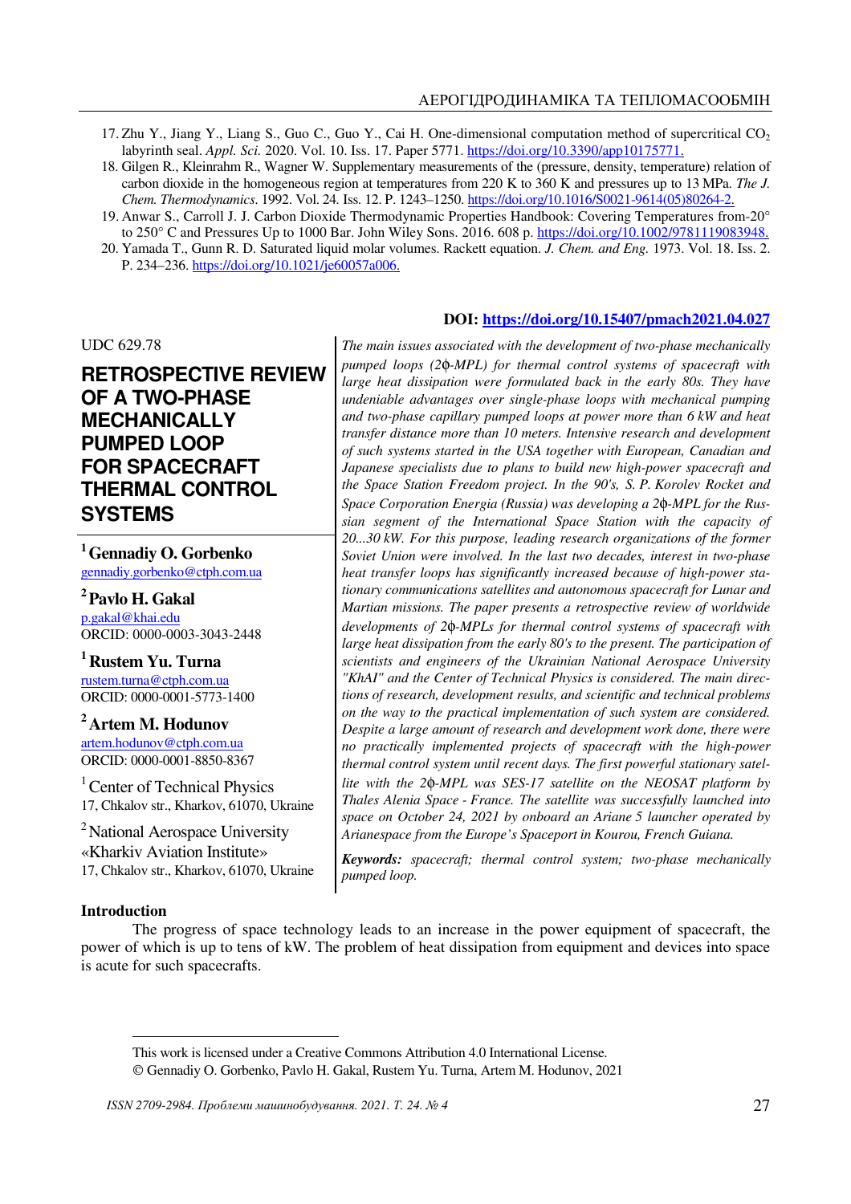17. Zhu Y., Jiang Y., Liang S., Guo C., Guo Y., Cai H. One-dimensional computation method of supercritical $CO_2$ labyrinth seal. *Appl. Sci.* 2020. Vol. 10. Iss. 17. Paper 5771. https://doi.org/10.3390/app10175771.
18. Gilgen R., Kleinrahm R., Wagner W. Supplementary measurements of the (pressure, density, temperature) relation of carbon dioxide in the homogeneous region at temperatures from 220 K to 360 K and pressures up to 13 MPa. *The J. Chem. Thermodynamics.* 1992. Vol. 24. Iss. 12. P. 1243–1250. https://doi.org/10.1016/S0021-9614(05)80264-2.
19. Anwar S., Carroll J. J. Carbon Dioxide Thermodynamic Properties Handbook: Covering Temperatures from-20° to 250° C and Pressures Up to 1000 Bar. John Wiley Sons. 2016. 608 p. https://doi.org/10.1002/9781119083948.
20. Yamada T., Gunn R. D. Saturated liquid molar volumes. Rackett equation. *J. Chem. and Eng.* 1973. Vol. 18. Iss. 2. P. 234–236. https://doi.org/10.1021/je60057a006.

**DOI: https://doi.org/10.15407/pmach2021.04.027**

UDC 629.78

# RETROSPECTIVE REVIEW OF A TWO-PHASE MECHANICALLY PUMPED LOOP FOR SPACECRAFT THERMAL CONTROL SYSTEMS

[1] **Gennadiy O. Gorbenko**
gennadiy.gorbenko@ctph.com.ua

[2] **Pavlo H. Gakal**
p.gakal@khai.edu
ORCID: 0000-0003-3043-2448

[1] **Rustem Yu. Turna**
rustem.turna@ctph.com.ua
ORCID: 0000-0001-5773-1400

[2] **Artem M. Hodunov**
artem.hodunov@ctph.com.ua
ORCID: 0000-0001-8850-8367

[1] Center of Technical Physics
17, Chkalov str., Kharkov, 61070, Ukraine

[2] National Aerospace University «Kharkiv Aviation Institute»
17, Chkalov str., Kharkov, 61070, Ukraine

*The main issues associated with the development of two-phase mechanically pumped loops (2ϕ-MPL) for thermal control systems of spacecraft with large heat dissipation were formulated back in the early 80s. They have undeniable advantages over single-phase loops with mechanical pumping and two-phase capillary pumped loops at power more than 6 kW and heat transfer distance more than 10 meters. Intensive research and development of such systems started in the USA together with European, Canadian and Japanese specialists due to plans to build new high-power spacecraft and the Space Station Freedom project. In the 90's, S. P. Korolev Rocket and Space Corporation Energia (Russia) was developing a 2ϕ-MPL for the Russian segment of the International Space Station with the capacity of 20...30 kW. For this purpose, leading research organizations of the former Soviet Union were involved. In the last two decades, interest in two-phase heat transfer loops has significantly increased because of high-power stationary communications satellites and autonomous spacecraft for Lunar and Martian missions. The paper presents a retrospective review of worldwide developments of 2ϕ-MPLs for thermal control systems of spacecraft with large heat dissipation from the early 80's to the present. The participation of scientists and engineers of the Ukrainian National Aerospace University "KhAI" and the Center of Technical Physics is considered. The main directions of research, development results, and scientific and technical problems on the way to the practical implementation of such system are considered. Despite a large amount of research and development work done, there were no practically implemented projects of spacecraft with the high-power thermal control system until recent days. The first powerful stationary satellite with the 2ϕ-MPL was SES-17 satellite on the NEOSAT platform by Thales Alenia Space - France. The satellite was successfully launched into space on October 24, 2021 by onboard an Ariane 5 launcher operated by Arianespace from the Europe's Spaceport in Kourou, French Guiana.*

***Keywords:*** *spacecraft; thermal control system; two-phase mechanically pumped loop.*

## Introduction

The progress of space technology leads to an increase in the power equipment of spacecraft, the power of which is up to tens of kW. The problem of heat dissipation from equipment and devices into space is acute for such spacecrafts.

This work is licensed under a Creative Commons Attribution 4.0 International License.
© Gennadiy O. Gorbenko, Pavlo H. Gakal, Rustem Yu. Turna, Artem M. Hodunov, 2021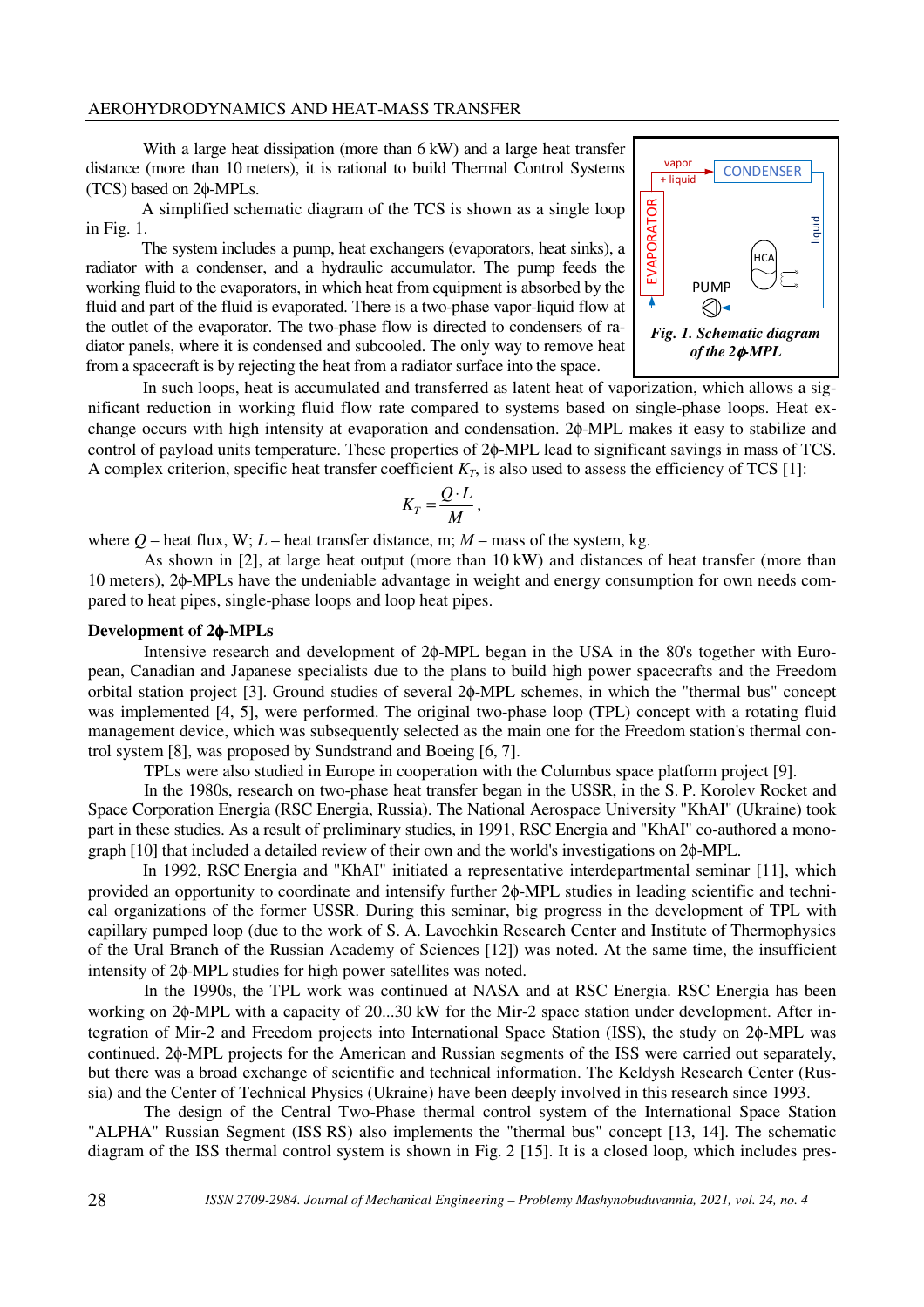With a large heat dissipation (more than 6 kW) and a large heat transfer distance (more than 10 meters), it is rational to build Thermal Control Systems (TCS) based on 2ϕ-MPLs.

A simplified schematic diagram of the TCS is shown as a single loop in Fig. 1.

The system includes a pump, heat exchangers (evaporators, heat sinks), a radiator with a condenser, and a hydraulic accumulator. The pump feeds the working fluid to the evaporators, in which heat from equipment is absorbed by the fluid and part of the fluid is evaporated. There is a two-phase vapor-liquid flow at the outlet of the evaporator. The two-phase flow is directed to condensers of radiator panels, where it is condensed and subcooled. The only way to remove heat from a spacecraft is by rejecting the heat from a radiator surface into the space.

*Fig. 1. Schematic diagram of the 2ϕ-MPL*

In such loops, heat is accumulated and transferred as latent heat of vaporization, which allows a significant reduction in working fluid flow rate compared to systems based on single-phase loops. Heat exchange occurs with high intensity at evaporation and condensation. 2ϕ-MPL makes it easy to stabilize and control of payload units temperature. These properties of 2ϕ-MPL lead to significant savings in mass of TCS. A complex criterion, specific heat transfer coefficient $K_T$, is also used to assess the efficiency of TCS [1]:

$$K_T = \frac{Q \cdot L}{M},$$

where $Q$ – heat flux, W; $L$ – heat transfer distance, m; $M$ – mass of the system, kg.

As shown in [2], at large heat output (more than 10 kW) and distances of heat transfer (more than 10 meters), 2ϕ-MPLs have the undeniable advantage in weight and energy consumption for own needs compared to heat pipes, single-phase loops and loop heat pipes.

**Development of 2ϕ-MPLs**

Intensive research and development of 2ϕ-MPL began in the USA in the 80's together with European, Canadian and Japanese specialists due to the plans to build high power spacecrafts and the Freedom orbital station project [3]. Ground studies of several 2ϕ-MPL schemes, in which the "thermal bus" concept was implemented [4, 5], were performed. The original two-phase loop (TPL) concept with a rotating fluid management device, which was subsequently selected as the main one for the Freedom station's thermal control system [8], was proposed by Sundstrand and Boeing [6, 7].

TPLs were also studied in Europe in cooperation with the Columbus space platform project [9].

In the 1980s, research on two-phase heat transfer began in the USSR, in the S. P. Korolev Rocket and Space Corporation Energia (RSC Energia, Russia). The National Aerospace University "KhAI" (Ukraine) took part in these studies. As a result of preliminary studies, in 1991, RSC Energia and "KhAI" co-authored a monograph [10] that included a detailed review of their own and the world's investigations on 2ϕ-MPL.

In 1992, RSC Energia and "KhAI" initiated a representative interdepartmental seminar [11], which provided an opportunity to coordinate and intensify further 2ϕ-MPL studies in leading scientific and technical organizations of the former USSR. During this seminar, big progress in the development of TPL with capillary pumped loop (due to the work of S. A. Lavochkin Research Center and Institute of Thermophysics of the Ural Branch of the Russian Academy of Sciences [12]) was noted. At the same time, the insufficient intensity of 2ϕ-MPL studies for high power satellites was noted.

In the 1990s, the TPL work was continued at NASA and at RSC Energia. RSC Energia has been working on 2ϕ-MPL with a capacity of 20...30 kW for the Mir-2 space station under development. After integration of Mir-2 and Freedom projects into International Space Station (ISS), the study on 2ϕ-MPL was continued. 2ϕ-MPL projects for the American and Russian segments of the ISS were carried out separately, but there was a broad exchange of scientific and technical information. The Keldysh Research Center (Russia) and the Center of Technical Physics (Ukraine) have been deeply involved in this research since 1993.

The design of the Central Two-Phase thermal control system of the International Space Station "ALPHA" Russian Segment (ISS RS) also implements the "thermal bus" concept [13, 14]. The schematic diagram of the ISS thermal control system is shown in Fig. 2 [15]. It is a closed loop, which includes pres-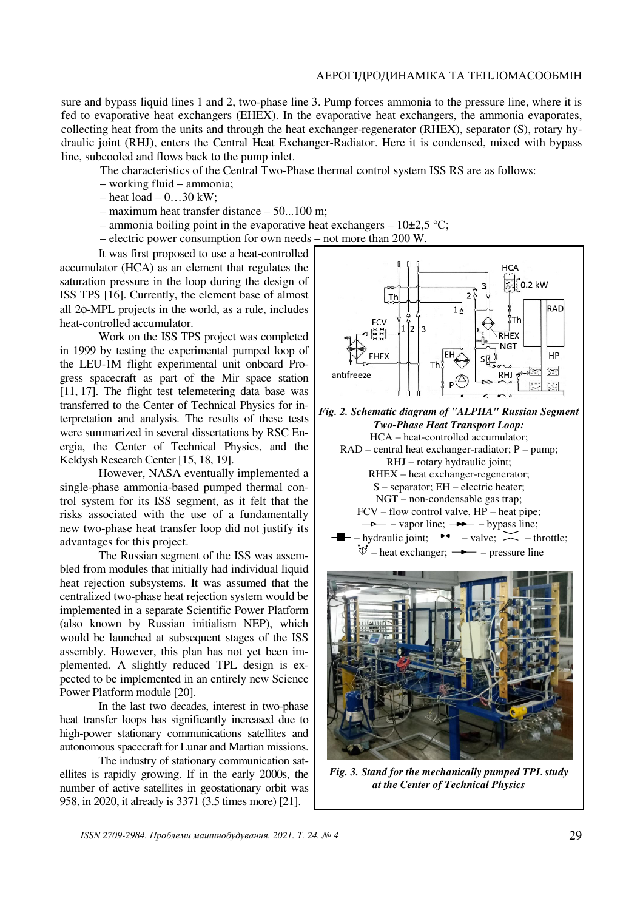sure and bypass liquid lines 1 and 2, two-phase line 3. Pump forces ammonia to the pressure line, where it is fed to evaporative heat exchangers (EHEX). In the evaporative heat exchangers, the ammonia evaporates, collecting heat from the units and through the heat exchanger-regenerator (RHEX), separator (S), rotary hydraulic joint (RHJ), enters the Central Heat Exchanger-Radiator. Here it is condensed, mixed with bypass line, subcooled and flows back to the pump inlet.

The characteristics of the Central Two-Phase thermal control system ISS RS are as follows:

– working fluid – ammonia;
– heat load – 0…30 kW;
– maximum heat transfer distance – 50...100 m;
– ammonia boiling point in the evaporative heat exchangers – 10±2,5 °C;
– electric power consumption for own needs – not more than 200 W.

It was first proposed to use a heat-controlled accumulator (HCA) as an element that regulates the saturation pressure in the loop during the design of ISS TPS [16]. Currently, the element base of almost all 2ϕ-MPL projects in the world, as a rule, includes heat-controlled accumulator.

Work on the ISS TPS project was completed in 1999 by testing the experimental pumped loop of the LEU-1M flight experimental unit onboard Progress spacecraft as part of the Mir space station [11, 17]. The flight test telemetering data base was transferred to the Center of Technical Physics for interpretation and analysis. The results of these tests were summarized in several dissertations by RSC Energia, the Center of Technical Physics, and the Keldysh Research Center [15, 18, 19].

However, NASA eventually implemented a single-phase ammonia-based pumped thermal control system for its ISS segment, as it felt that the risks associated with the use of a fundamentally new two-phase heat transfer loop did not justify its advantages for this project.

The Russian segment of the ISS was assembled from modules that initially had individual liquid heat rejection subsystems. It was assumed that the centralized two-phase heat rejection system would be implemented in a separate Scientific Power Platform (also known by Russian initialism NEP), which would be launched at subsequent stages of the ISS assembly. However, this plan has not yet been implemented. A slightly reduced TPL design is expected to be implemented in an entirely new Science Power Platform module [20].

In the last two decades, interest in two-phase heat transfer loops has significantly increased due to high-power stationary communications satellites and autonomous spacecraft for Lunar and Martian missions.

The industry of stationary communication satellites is rapidly growing. If in the early 2000s, the number of active satellites in geostationary orbit was 958, in 2020, it already is 3371 (3.5 times more) [21].

*Fig. 2. Schematic diagram of "ALPHA" Russian Segment Two-Phase Heat Transport Loop:*
HCA – heat-controlled accumulator;
RAD – central heat exchanger-radiator; P – pump;
RHJ – rotary hydraulic joint;
RHEX – heat exchanger-regenerator;
S – separator; EH – electric heater;
NGT – non-condensable gas trap;
FCV – flow control valve, HP – heat pipe;
– vapor line; – bypass line;
– hydraulic joint; – valve; – throttle;
– heat exchanger; – pressure line

*Fig. 3. Stand for the mechanically pumped TPL study at the Center of Technical Physics*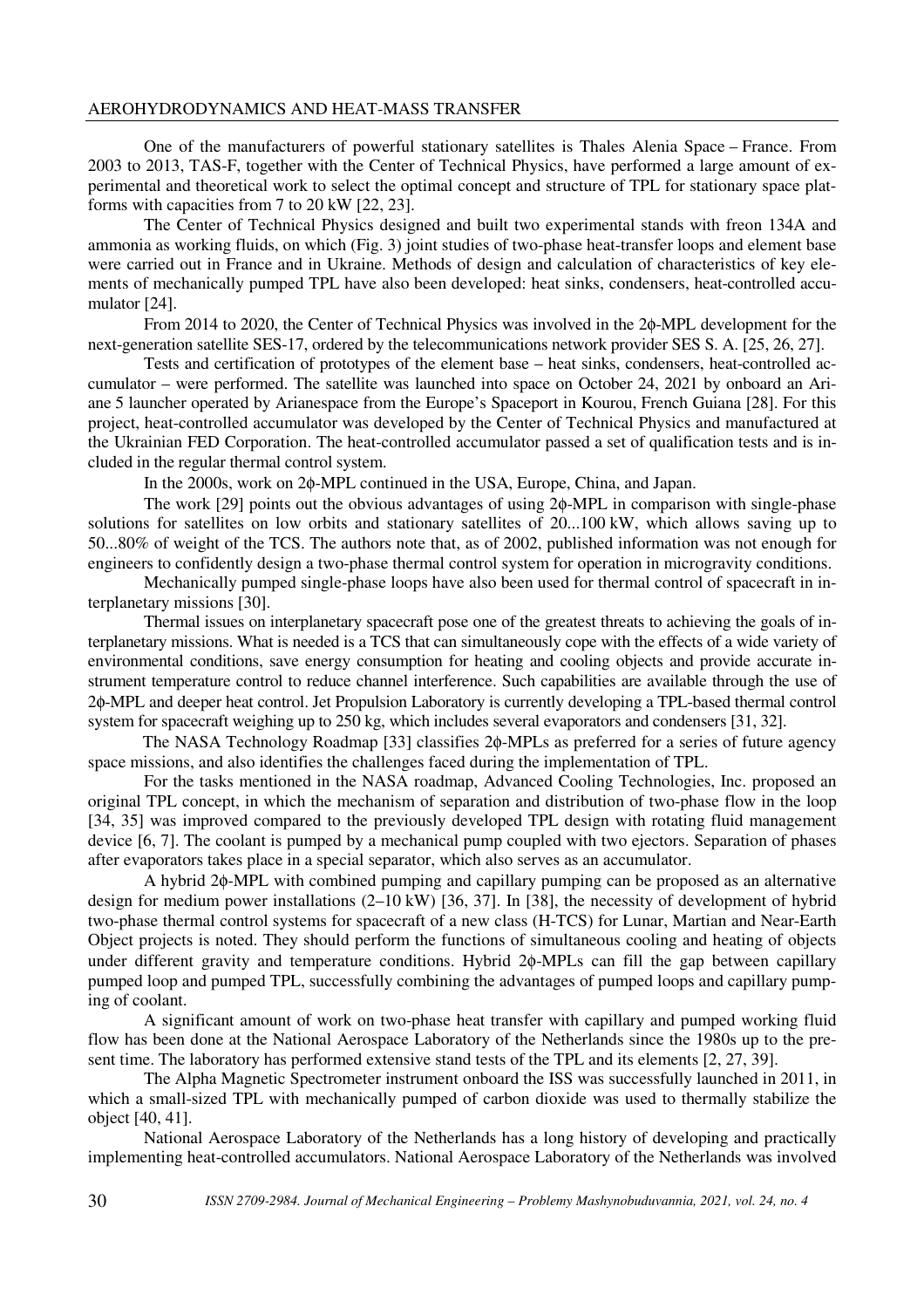One of the manufacturers of powerful stationary satellites is Thales Alenia Space – France. From 2003 to 2013, TAS-F, together with the Center of Technical Physics, have performed a large amount of experimental and theoretical work to select the optimal concept and structure of TPL for stationary space platforms with capacities from 7 to 20 kW [22, 23].

The Center of Technical Physics designed and built two experimental stands with freon 134A and ammonia as working fluids, on which (Fig. 3) joint studies of two-phase heat-transfer loops and element base were carried out in France and in Ukraine. Methods of design and calculation of characteristics of key elements of mechanically pumped TPL have also been developed: heat sinks, condensers, heat-controlled accumulator [24].

From 2014 to 2020, the Center of Technical Physics was involved in the 2ϕ-MPL development for the next-generation satellite SES-17, ordered by the telecommunications network provider SES S. A. [25, 26, 27].

Tests and certification of prototypes of the element base – heat sinks, condensers, heat-controlled accumulator – were performed. The satellite was launched into space on October 24, 2021 by onboard an Ariane 5 launcher operated by Arianespace from the Europe's Spaceport in Kourou, French Guiana [28]. For this project, heat-controlled accumulator was developed by the Center of Technical Physics and manufactured at the Ukrainian FED Corporation. The heat-controlled accumulator passed a set of qualification tests and is included in the regular thermal control system.

In the 2000s, work on 2ϕ-MPL continued in the USA, Europe, China, and Japan.

The work [29] points out the obvious advantages of using 2ϕ-MPL in comparison with single-phase solutions for satellites on low orbits and stationary satellites of 20...100 kW, which allows saving up to 50...80% of weight of the TCS. The authors note that, as of 2002, published information was not enough for engineers to confidently design a two-phase thermal control system for operation in microgravity conditions.

Mechanically pumped single-phase loops have also been used for thermal control of spacecraft in interplanetary missions [30].

Thermal issues on interplanetary spacecraft pose one of the greatest threats to achieving the goals of interplanetary missions. What is needed is a TCS that can simultaneously cope with the effects of a wide variety of environmental conditions, save energy consumption for heating and cooling objects and provide accurate instrument temperature control to reduce channel interference. Such capabilities are available through the use of 2ϕ-MPL and deeper heat control. Jet Propulsion Laboratory is currently developing a TPL-based thermal control system for spacecraft weighing up to 250 kg, which includes several evaporators and condensers [31, 32].

The NASA Technology Roadmap [33] classifies 2ϕ-MPLs as preferred for a series of future agency space missions, and also identifies the challenges faced during the implementation of TPL.

For the tasks mentioned in the NASA roadmap, Advanced Cooling Technologies, Inc. proposed an original TPL concept, in which the mechanism of separation and distribution of two-phase flow in the loop [34, 35] was improved compared to the previously developed TPL design with rotating fluid management device [6, 7]. The coolant is pumped by a mechanical pump coupled with two ejectors. Separation of phases after evaporators takes place in a special separator, which also serves as an accumulator.

A hybrid 2ϕ-MPL with combined pumping and capillary pumping can be proposed as an alternative design for medium power installations (2–10 kW) [36, 37]. In [38], the necessity of development of hybrid two-phase thermal control systems for spacecraft of a new class (H-TCS) for Lunar, Martian and Near-Earth Object projects is noted. They should perform the functions of simultaneous cooling and heating of objects under different gravity and temperature conditions. Hybrid 2ϕ-MPLs can fill the gap between capillary pumped loop and pumped TPL, successfully combining the advantages of pumped loops and capillary pumping of coolant.

A significant amount of work on two-phase heat transfer with capillary and pumped working fluid flow has been done at the National Aerospace Laboratory of the Netherlands since the 1980s up to the present time. The laboratory has performed extensive stand tests of the TPL and its elements [2, 27, 39].

The Alpha Magnetic Spectrometer instrument onboard the ISS was successfully launched in 2011, in which a small-sized TPL with mechanically pumped of carbon dioxide was used to thermally stabilize the object [40, 41].

National Aerospace Laboratory of the Netherlands has a long history of developing and practically implementing heat-controlled accumulators. National Aerospace Laboratory of the Netherlands was involved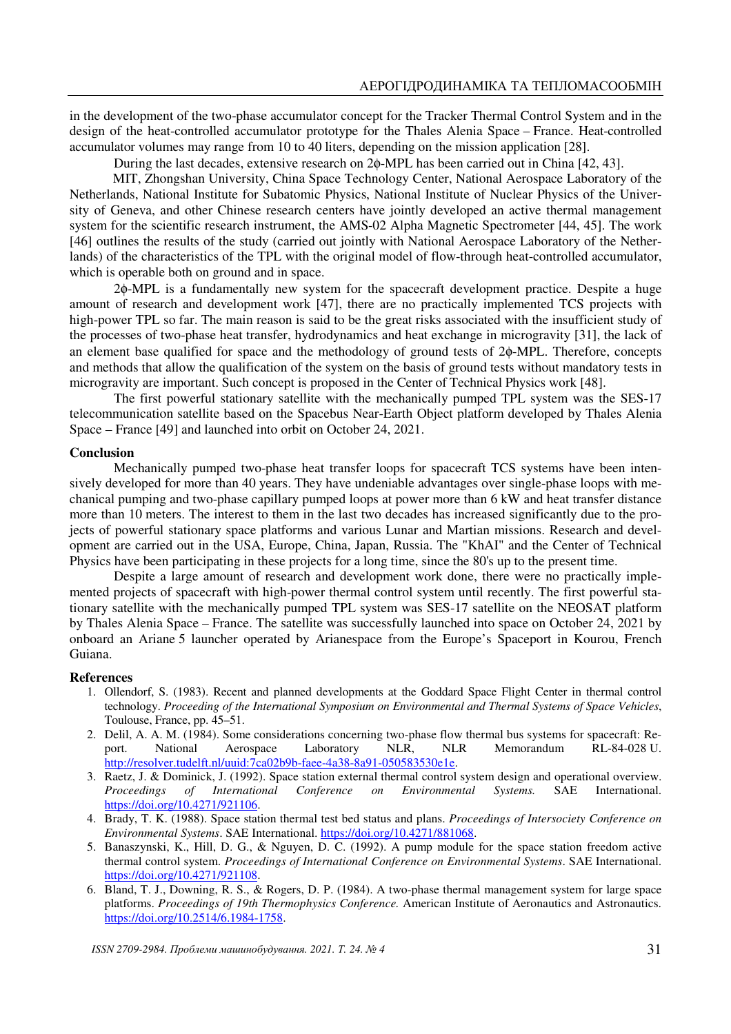in the development of the two-phase accumulator concept for the Tracker Thermal Control System and in the design of the heat-controlled accumulator prototype for the Thales Alenia Space – France. Heat-controlled accumulator volumes may range from 10 to 40 liters, depending on the mission application [28].

During the last decades, extensive research on 2ϕ-MPL has been carried out in China [42, 43].

MIT, Zhongshan University, China Space Technology Center, National Aerospace Laboratory of the Netherlands, National Institute for Subatomic Physics, National Institute of Nuclear Physics of the University of Geneva, and other Chinese research centers have jointly developed an active thermal management system for the scientific research instrument, the AMS-02 Alpha Magnetic Spectrometer [44, 45]. The work [46] outlines the results of the study (carried out jointly with National Aerospace Laboratory of the Netherlands) of the characteristics of the TPL with the original model of flow-through heat-controlled accumulator, which is operable both on ground and in space.

2ϕ-MPL is a fundamentally new system for the spacecraft development practice. Despite a huge amount of research and development work [47], there are no practically implemented TCS projects with high-power TPL so far. The main reason is said to be the great risks associated with the insufficient study of the processes of two-phase heat transfer, hydrodynamics and heat exchange in microgravity [31], the lack of an element base qualified for space and the methodology of ground tests of 2ϕ-MPL. Therefore, concepts and methods that allow the qualification of the system on the basis of ground tests without mandatory tests in microgravity are important. Such concept is proposed in the Center of Technical Physics work [48].

The first powerful stationary satellite with the mechanically pumped TPL system was the SES-17 telecommunication satellite based on the Spacebus Near-Earth Object platform developed by Thales Alenia Space – France [49] and launched into orbit on October 24, 2021.

## Conclusion

Mechanically pumped two-phase heat transfer loops for spacecraft TCS systems have been intensively developed for more than 40 years. They have undeniable advantages over single-phase loops with mechanical pumping and two-phase capillary pumped loops at power more than 6 kW and heat transfer distance more than 10 meters. The interest to them in the last two decades has increased significantly due to the projects of powerful stationary space platforms and various Lunar and Martian missions. Research and development are carried out in the USA, Europe, China, Japan, Russia. The "KhAI" and the Center of Technical Physics have been participating in these projects for a long time, since the 80's up to the present time.

Despite a large amount of research and development work done, there were no practically implemented projects of spacecraft with high-power thermal control system until recently. The first powerful stationary satellite with the mechanically pumped TPL system was SES-17 satellite on the NEOSAT platform by Thales Alenia Space – France. The satellite was successfully launched into space on October 24, 2021 by onboard an Ariane 5 launcher operated by Arianespace from the Europe's Spaceport in Kourou, French Guiana.

## References

1. Ollendorf, S. (1983). Recent and planned developments at the Goddard Space Flight Center in thermal control technology. *Proceeding of the International Symposium on Environmental and Thermal Systems of Space Vehicles*, Toulouse, France, pp. 45–51.
2. Delil, A. A. M. (1984). Some considerations concerning two-phase flow thermal bus systems for spacecraft: Report. National Aerospace Laboratory NLR, NLR Memorandum RL-84-028 U. http://resolver.tudelft.nl/uuid:7ca02b9b-faee-4a38-8a91-050583530e1e.
3. Raetz, J. & Dominick, J. (1992). Space station external thermal control system design and operational overview. *Proceedings of International Conference on Environmental Systems.* SAE International. https://doi.org/10.4271/921106.
4. Brady, T. K. (1988). Space station thermal test bed status and plans. *Proceedings of Intersociety Conference on Environmental Systems*. SAE International. https://doi.org/10.4271/881068.
5. Banaszynski, K., Hill, D. G., & Nguyen, D. C. (1992). A pump module for the space station freedom active thermal control system. *Proceedings of International Conference on Environmental Systems*. SAE International. https://doi.org/10.4271/921108.
6. Bland, T. J., Downing, R. S., & Rogers, D. P. (1984). A two-phase thermal management system for large space platforms. *Proceedings of 19th Thermophysics Conference.* American Institute of Aeronautics and Astronautics. https://doi.org/10.2514/6.1984-1758.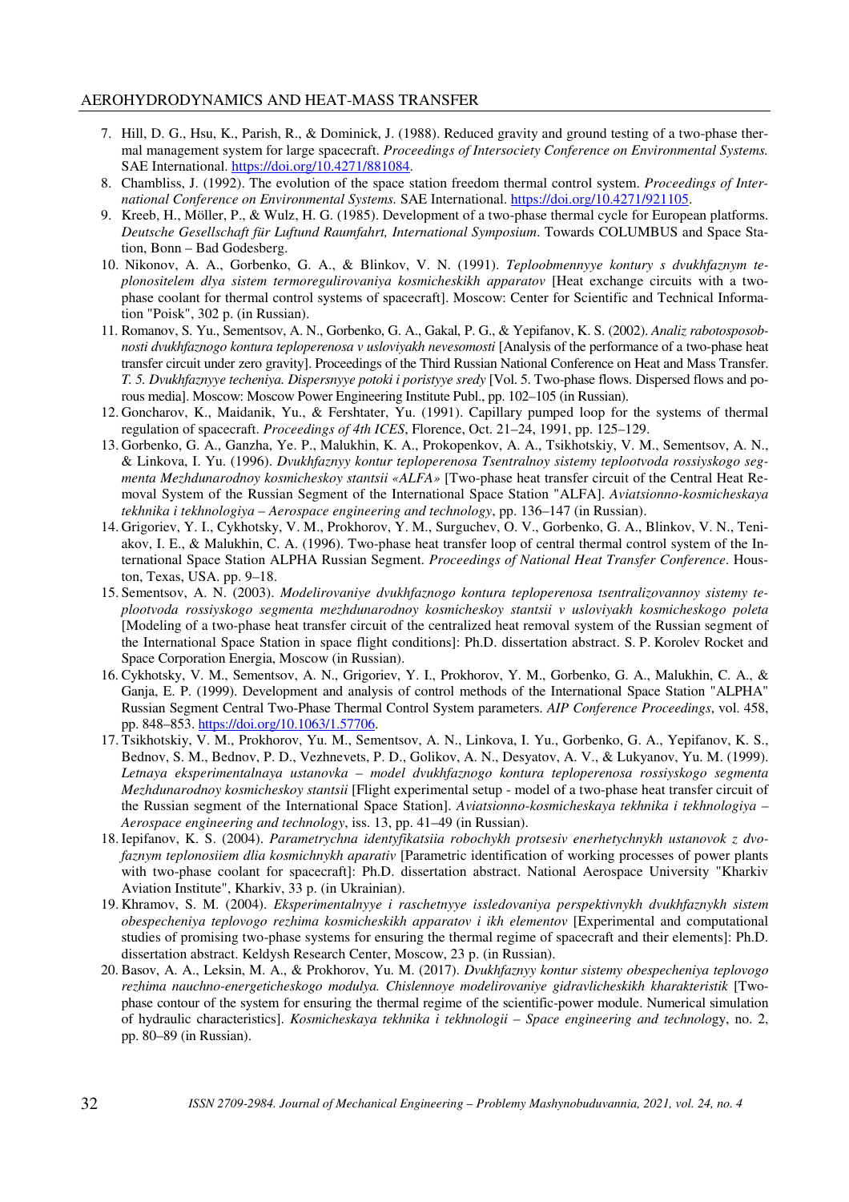7. Hill, D. G., Hsu, K., Parish, R., & Dominick, J. (1988). Reduced gravity and ground testing of a two-phase thermal management system for large spacecraft. *Proceedings of Intersociety Conference on Environmental Systems.* SAE International. https://doi.org/10.4271/881084.
8. Chambliss, J. (1992). The evolution of the space station freedom thermal control system. *Proceedings of International Conference on Environmental Systems.* SAE International. https://doi.org/10.4271/921105.
9. Kreeb, H., Möller, P., & Wulz, H. G. (1985). Development of a two-phase thermal cycle for European platforms. *Deutsche Gesellschaft für Luftund Raumfahrt, International Symposium*. Towards COLUMBUS and Space Station, Bonn – Bad Godesberg.
10. Nikonov, A. A., Gorbenko, G. A., & Blinkov, V. N. (1991). *Teploobmennyye kontury s dvukhfaznym teplonositelem dlya sistem termoregulirovaniya kosmicheskikh apparatov* [Heat exchange circuits with a two-phase coolant for thermal control systems of spacecraft]. Moscow: Center for Scientific and Technical Information "Poisk", 302 p. (in Russian).
11. Romanov, S. Yu., Sementsov, A. N., Gorbenko, G. A., Gakal, P. G., & Yepifanov, K. S. (2002). *Analiz rabotosposobnosti dvukhfaznogo kontura teploperenosa v usloviyakh nevesomosti* [Analysis of the performance of a two-phase heat transfer circuit under zero gravity]. Proceedings of the Third Russian National Conference on Heat and Mass Transfer. *T. 5. Dvukhfaznyye techeniya. Dispersnyye potoki i poristyye sredy* [Vol. 5. Two-phase flows. Dispersed flows and porous media]. Moscow: Moscow Power Engineering Institute Publ., pp. 102–105 (in Russian).
12. Goncharov, K., Maidanik, Yu., & Fershtater, Yu. (1991). Capillary pumped loop for the systems of thermal regulation of spacecraft. *Proceedings of 4th ICES*, Florence, Oct. 21–24, 1991, pp. 125–129.
13. Gorbenko, G. A., Ganzha, Ye. P., Malukhin, K. A., Prokopenkov, A. A., Tsikhotskiy, V. M., Sementsov, A. N., & Linkova, I. Yu. (1996). *Dvukhfaznyy kontur teploperenosa Tsentralnoy sistemy teplootvoda rossiyskogo segmenta Mezhdunarodnoy kosmicheskoy stantsii «ALFA»* [Two-phase heat transfer circuit of the Central Heat Removal System of the Russian Segment of the International Space Station "ALFA]. *Aviatsionno-kosmicheskaya tekhnika i tekhnologiya – Aerospace engineering and technology*, pp. 136–147 (in Russian).
14. Grigoriev, Y. I., Cykhotsky, V. M., Prokhorov, Y. M., Surguchev, O. V., Gorbenko, G. A., Blinkov, V. N., Teniakov, I. E., & Malukhin, C. A. (1996). Two-phase heat transfer loop of central thermal control system of the International Space Station ALPHA Russian Segment. *Proceedings of National Heat Transfer Conference*. Houston, Texas, USA. pp. 9–18.
15. Sementsov, A. N. (2003). *Modelirovaniye dvukhfaznogo kontura teploperenosa tsentralizovannoy sistemy teplootvoda rossiyskogo segmenta mezhdunarodnoy kosmicheskoy stantsii v usloviyakh kosmicheskogo poleta* [Modeling of a two-phase heat transfer circuit of the centralized heat removal system of the Russian segment of the International Space Station in space flight conditions]: Ph.D. dissertation abstract. S. P. Korolev Rocket and Space Corporation Energia, Moscow (in Russian).
16. Cykhotsky, V. M., Sementsov, A. N., Grigoriev, Y. I., Prokhorov, Y. M., Gorbenko, G. A., Malukhin, C. A., & Ganja, E. P. (1999). Development and analysis of control methods of the International Space Station "ALPHA" Russian Segment Central Two-Phase Thermal Control System parameters. *AIP Conference Proceedings*, vol. 458, pp. 848–853. https://doi.org/10.1063/1.57706.
17. Tsikhotskiy, V. M., Prokhorov, Yu. M., Sementsov, A. N., Linkova, I. Yu., Gorbenko, G. A., Yepifanov, K. S., Bednov, S. M., Bednov, P. D., Vezhnevets, P. D., Golikov, A. N., Desyatov, A. V., & Lukyanov, Yu. M. (1999). *Letnaya eksperimentalnaya ustanovka – model dvukhfaznogo kontura teploperenosa rossiyskogo segmenta Mezhdunarodnoy kosmicheskoy stantsii* [Flight experimental setup - model of a two-phase heat transfer circuit of the Russian segment of the International Space Station]. *Aviatsionno-kosmicheskaya tekhnika i tekhnologiya – Aerospace engineering and technology*, iss. 13, pp. 41–49 (in Russian).
18. Iepifanov, K. S. (2004). *Parametrychna identyfikatsiia robochykh protsesiv enerhetychnykh ustanovok z dvofaznym teplonosiiem dlia kosmichnykh aparativ* [Parametric identification of working processes of power plants with two-phase coolant for spacecraft]: Ph.D. dissertation abstract. National Aerospace University "Kharkiv Aviation Institute", Kharkiv, 33 p. (in Ukrainian).
19. Khramov, S. M. (2004). *Eksperimentalnyye i raschetnyye issledovaniya perspektivnykh dvukhfaznykh sistem obespecheniya teplovogo rezhima kosmicheskikh apparatov i ikh elementov* [Experimental and computational studies of promising two-phase systems for ensuring the thermal regime of spacecraft and their elements]: Ph.D. dissertation abstract. Keldysh Research Center, Moscow, 23 p. (in Russian).
20. Basov, A. A., Leksin, M. A., & Prokhorov, Yu. M. (2017). *Dvukhfaznyy kontur sistemy obespecheniya teplovogo rezhima nauchno-energeticheskogo modulya. Chislennoye modelirovaniye gidravlicheskikh kharakteristik* [Two-phase contour of the system for ensuring the thermal regime of the scientific-power module. Numerical simulation of hydraulic characteristics]. *Kosmicheskaya tekhnika i tekhnologii – Space engineering and technolog*y, no. 2, pp. 80–89 (in Russian).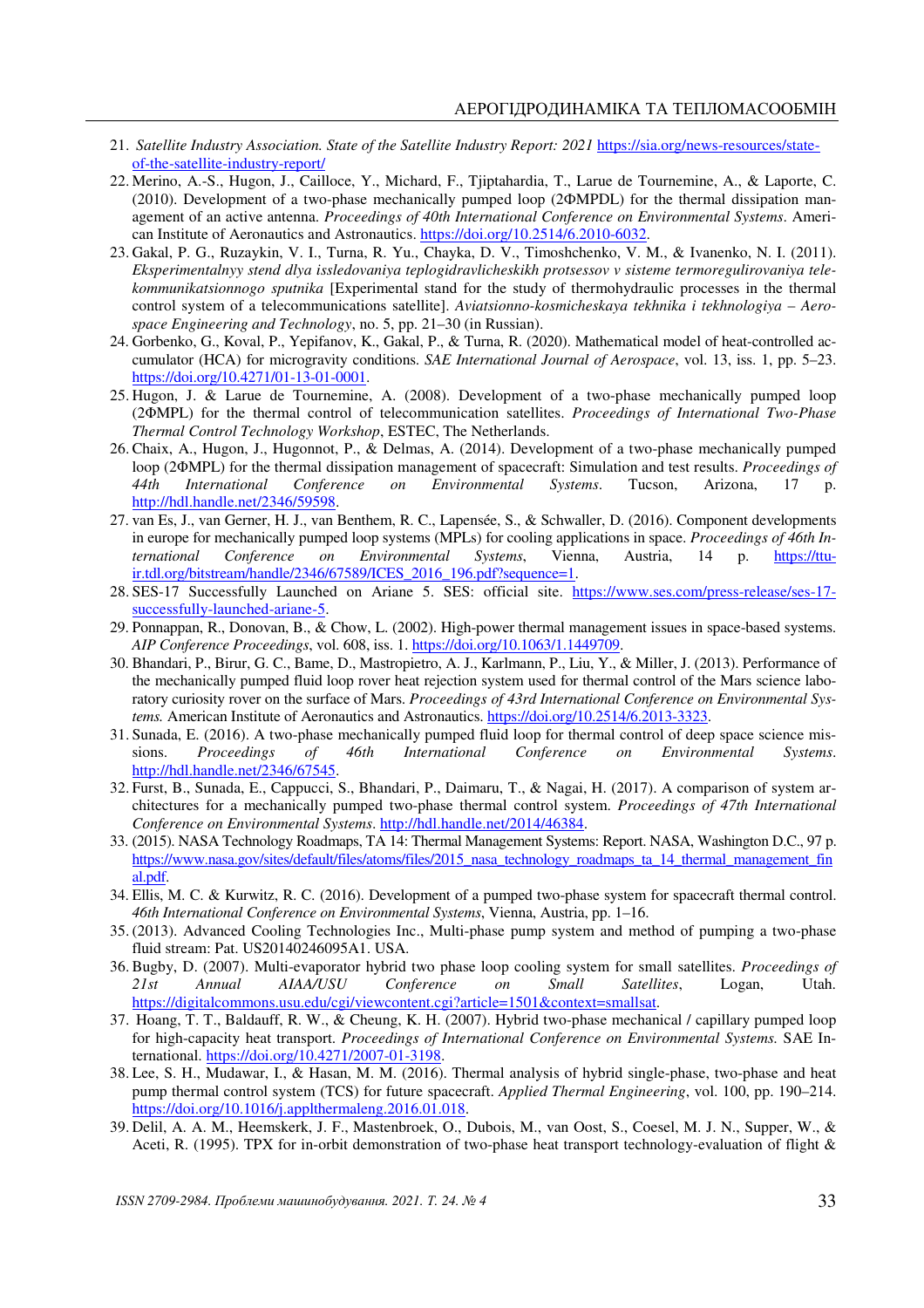21. *Satellite Industry Association. State of the Satellite Industry Report: 2021* https://sia.org/news-resources/state-of-the-satellite-industry-report/
22. Merino, A.-S., Hugon, J., Cailloce, Y., Michard, F., Tjiptahardia, T., Larue de Tournemine, A., & Laporte, C. (2010). Development of a two-phase mechanically pumped loop (2ΦMPDL) for the thermal dissipation management of an active antenna. *Proceedings of 40th International Conference on Environmental Systems*. American Institute of Aeronautics and Astronautics. https://doi.org/10.2514/6.2010-6032.
23. Gakal, P. G., Ruzaykin, V. I., Turna, R. Yu., Chayka, D. V., Timoshchenko, V. M., & Ivanenko, N. I. (2011). *Eksperimentalnyy stend dlya issledovaniya teplogidravlicheskikh protsessov v sisteme termoregulirovaniya telekommunikatsionnogo sputnika* [Experimental stand for the study of thermohydraulic processes in the thermal control system of a telecommunications satellite]. *Aviatsionno-kosmicheskaya tekhnika i tekhnologiya – Aerospace Engineering and Technology*, no. 5, pp. 21–30 (in Russian).
24. Gorbenko, G., Koval, P., Yepifanov, K., Gakal, P., & Turna, R. (2020). Mathematical model of heat-controlled accumulator (HCA) for microgravity conditions. *SAE International Journal of Aerospace*, vol. 13, iss. 1, pp. 5–23. https://doi.org/10.4271/01-13-01-0001.
25. Hugon, J. & Larue de Tournemine, A. (2008). Development of a two-phase mechanically pumped loop (2ΦMPL) for the thermal control of telecommunication satellites. *Proceedings of International Two-Phase Thermal Control Technology Workshop*, ESTEC, The Netherlands.
26. Chaix, A., Hugon, J., Hugonnot, P., & Delmas, A. (2014). Development of a two-phase mechanically pumped loop (2ΦMPL) for the thermal dissipation management of spacecraft: Simulation and test results. *Proceedings of 44th International Conference on Environmental Systems*. Tucson, Arizona, 17 p. http://hdl.handle.net/2346/59598.
27. van Es, J., van Gerner, H. J., van Benthem, R. C., Lapensée, S., & Schwaller, D. (2016). Component developments in europe for mechanically pumped loop systems (MPLs) for cooling applications in space. *Proceedings of 46th International Conference on Environmental Systems*, Vienna, Austria, 14 p. https://ttu-ir.tdl.org/bitstream/handle/2346/67589/ICES_2016_196.pdf?sequence=1.
28. SES-17 Successfully Launched on Ariane 5. SES: official site. https://www.ses.com/press-release/ses-17-successfully-launched-ariane-5.
29. Ponnappan, R., Donovan, B., & Chow, L. (2002). High-power thermal management issues in space-based systems. *AIP Conference Proceedings*, vol. 608, iss. 1. https://doi.org/10.1063/1.1449709.
30. Bhandari, P., Birur, G. C., Bame, D., Mastropietro, A. J., Karlmann, P., Liu, Y., & Miller, J. (2013). Performance of the mechanically pumped fluid loop rover heat rejection system used for thermal control of the Mars science laboratory curiosity rover on the surface of Mars. *Proceedings of 43rd International Conference on Environmental Systems.* American Institute of Aeronautics and Astronautics. https://doi.org/10.2514/6.2013-3323.
31. Sunada, E. (2016). A two-phase mechanically pumped fluid loop for thermal control of deep space science missions. *Proceedings of 46th International Conference on Environmental Systems*. http://hdl.handle.net/2346/67545.
32. Furst, B., Sunada, E., Cappucci, S., Bhandari, P., Daimaru, T., & Nagai, H. (2017). A comparison of system architectures for a mechanically pumped two-phase thermal control system. *Proceedings of 47th International Conference on Environmental Systems*. http://hdl.handle.net/2014/46384.
33. (2015). NASA Technology Roadmaps, TA 14: Thermal Management Systems: Report. NASA, Washington D.C., 97 p. https://www.nasa.gov/sites/default/files/atoms/files/2015_nasa_technology_roadmaps_ta_14_thermal_management_final.pdf.
34. Ellis, M. C. & Kurwitz, R. C. (2016). Development of a pumped two-phase system for spacecraft thermal control. *46th International Conference on Environmental Systems*, Vienna, Austria, pp. 1–16.
35. (2013). Advanced Cooling Technologies Inc., Multi-phase pump system and method of pumping a two-phase fluid stream: Pat. US20140246095A1. USA.
36. Bugby, D. (2007). Multi-evaporator hybrid two phase loop cooling system for small satellites. *Proceedings of 21st Annual AIAA/USU Conference on Small Satellites*, Logan, Utah. https://digitalcommons.usu.edu/cgi/viewcontent.cgi?article=1501&context=smallsat.
37. Hoang, T. T., Baldauff, R. W., & Cheung, K. H. (2007). Hybrid two-phase mechanical / capillary pumped loop for high-capacity heat transport. *Proceedings of International Conference on Environmental Systems.* SAE International. https://doi.org/10.4271/2007-01-3198.
38. Lee, S. H., Mudawar, I., & Hasan, M. M. (2016). Thermal analysis of hybrid single-phase, two-phase and heat pump thermal control system (TCS) for future spacecraft. *Applied Thermal Engineering*, vol. 100, pp. 190–214. https://doi.org/10.1016/j.applthermaleng.2016.01.018.
39. Delil, A. A. M., Heemskerk, J. F., Mastenbroek, O., Dubois, M., van Oost, S., Coesel, M. J. N., Supper, W., & Aceti, R. (1995). TPX for in-orbit demonstration of two-phase heat transport technology-evaluation of flight &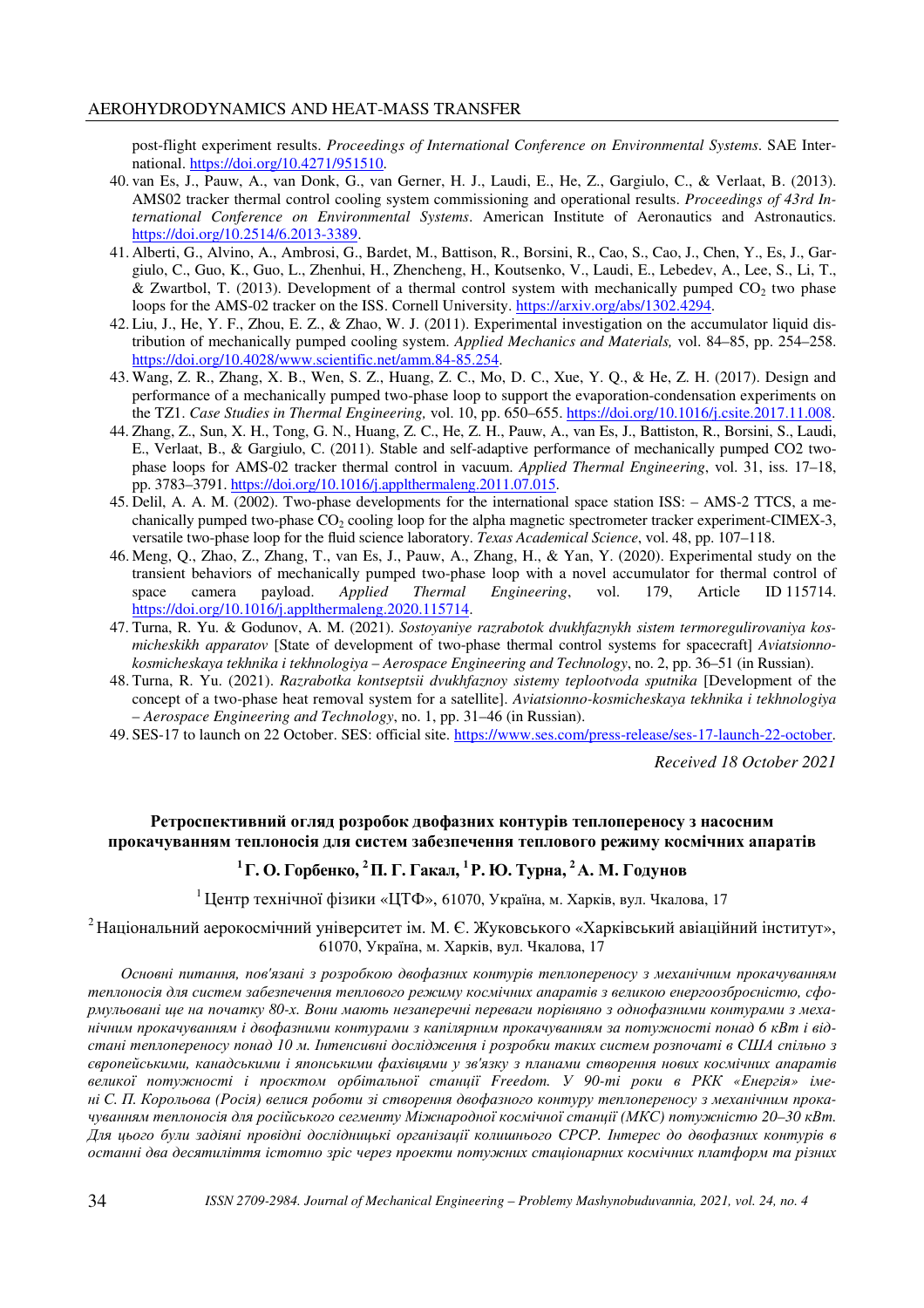post-flight experiment results. *Proceedings of International Conference on Environmental Systems*. SAE International. https://doi.org/10.4271/951510.

40. van Es, J., Pauw, A., van Donk, G., van Gerner, H. J., Laudi, E., He, Z., Gargiulo, C., & Verlaat, B. (2013). AMS02 tracker thermal control cooling system commissioning and operational results. *Proceedings of 43rd International Conference on Environmental Systems*. American Institute of Aeronautics and Astronautics. https://doi.org/10.2514/6.2013-3389.
41. Alberti, G., Alvino, A., Ambrosi, G., Bardet, M., Battison, R., Borsini, R., Cao, S., Cao, J., Chen, Y., Es, J., Gargiulo, C., Guo, K., Guo, L., Zhenhui, H., Zhencheng, H., Koutsenko, V., Laudi, E., Lebedev, A., Lee, S., Li, T., & Zwartbol, T. (2013). Development of a thermal control system with mechanically pumped $CO_2$ two phase loops for the AMS-02 tracker on the ISS. Cornell University. https://arxiv.org/abs/1302.4294.
42. Liu, J., He, Y. F., Zhou, E. Z., & Zhao, W. J. (2011). Experimental investigation on the accumulator liquid distribution of mechanically pumped cooling system. *Applied Mechanics and Materials,* vol. 84–85, pp. 254–258. https://doi.org/10.4028/www.scientific.net/amm.84-85.254.
43. Wang, Z. R., Zhang, X. B., Wen, S. Z., Huang, Z. C., Mo, D. C., Xue, Y. Q., & He, Z. H. (2017). Design and performance of a mechanically pumped two-phase loop to support the evaporation-condensation experiments on the TZ1. *Case Studies in Thermal Engineering,* vol. 10, pp. 650–655. https://doi.org/10.1016/j.csite.2017.11.008.
44. Zhang, Z., Sun, X. H., Tong, G. N., Huang, Z. C., He, Z. H., Pauw, A., van Es, J., Battiston, R., Borsini, S., Laudi, E., Verlaat, B., & Gargiulo, C. (2011). Stable and self-adaptive performance of mechanically pumped CO2 two-phase loops for AMS-02 tracker thermal control in vacuum. *Applied Thermal Engineering*, vol. 31, iss. 17–18, pp. 3783–3791. https://doi.org/10.1016/j.applthermaleng.2011.07.015.
45. Delil, A. A. M. (2002). Two-phase developments for the international space station ISS: – AMS-2 TTCS, a mechanically pumped two-phase $CO_2$ cooling loop for the alpha magnetic spectrometer tracker experiment-CIMEX-3, versatile two-phase loop for the fluid science laboratory. *Texas Academical Science*, vol. 48, pp. 107–118.
46. Meng, Q., Zhao, Z., Zhang, T., van Es, J., Pauw, A., Zhang, H., & Yan, Y. (2020). Experimental study on the transient behaviors of mechanically pumped two-phase loop with a novel accumulator for thermal control of space camera payload. *Applied Thermal Engineering*, vol. 179, Article ID 115714. https://doi.org/10.1016/j.applthermaleng.2020.115714.
47. Turna, R. Yu. & Godunov, A. M. (2021). *Sostoyaniye razrabotok dvukhfaznykh sistem termoregulirovaniya kosmicheskikh apparatov* [State of development of two-phase thermal control systems for spacecraft] *Aviatsionno-kosmicheskaya tekhnika i tekhnologiya – Aerospace Engineering and Technology*, no. 2, pp. 36–51 (in Russian).
48. Turna, R. Yu. (2021). *Razrabotka kontseptsii dvukhfaznoy sistemy teplootvoda sputnika* [Development of the concept of a two-phase heat removal system for a satellite]. *Aviatsionno-kosmicheskaya tekhnika i tekhnologiya – Aerospace Engineering and Technology*, no. 1, pp. 31–46 (in Russian).
49. SES-17 to launch on 22 October. SES: official site. https://www.ses.com/press-release/ses-17-launch-22-october.

*Received 18 October 2021*

## Ретроспективний огляд розробок двофазних контурів теплопереносу з насосним прокачуванням теплоносія для систем забезпечення теплового режиму космічних апаратів

**[1] Г. О. Горбенко, [2] П. Г. Гакал, [1] Р. Ю. Турна, [2] А. М. Годунов**

[1] Центр технічної фізики «ЦТФ», 61070, Україна, м. Харків, вул. Чкалова, 17

[2] Національний аерокосмічний університет ім. М. Є. Жуковського «Харківський авіаційний інститут», 61070, Україна, м. Харків, вул. Чкалова, 17

*Основні питання, пов'язані з розробкою двофазних контурів теплопереносу з механічним прокачуванням теплоносія для систем забезпечення теплового режиму космічних апаратів з великою енергоозброєністю, сформульовані ще на початку 80-х. Вони мають незаперечні переваги порівняно з однофазними контурами з механічним прокачуванням і двофазними контурами з капілярним прокачуванням за потужності понад 6 кВт і відстані теплопереносу понад 10 м. Інтенсивні дослідження і розробки таких систем розпочаті в США спільно з європейськими, канадськими і японськими фахівцями у зв'язку з планами створення нових космічних апаратів великої потужності і проєктом орбітальної станції Freedom. У 90-ті роки в РКК «Енергія» імені С. П. Корольова (Росія) велися роботи зі створення двофазного контуру теплопереносу з механічним прокачуванням теплоносія для російського сегменту Міжнародної космічної станції (МКС) потужністю 20–30 кВт. Для цього були задіяні провідні дослідницькі організації колишнього СРСР. Інтерес до двофазних контурів в останні два десятиліття істотно зріс через проекти потужних стаціонарних космічних платформ та різних*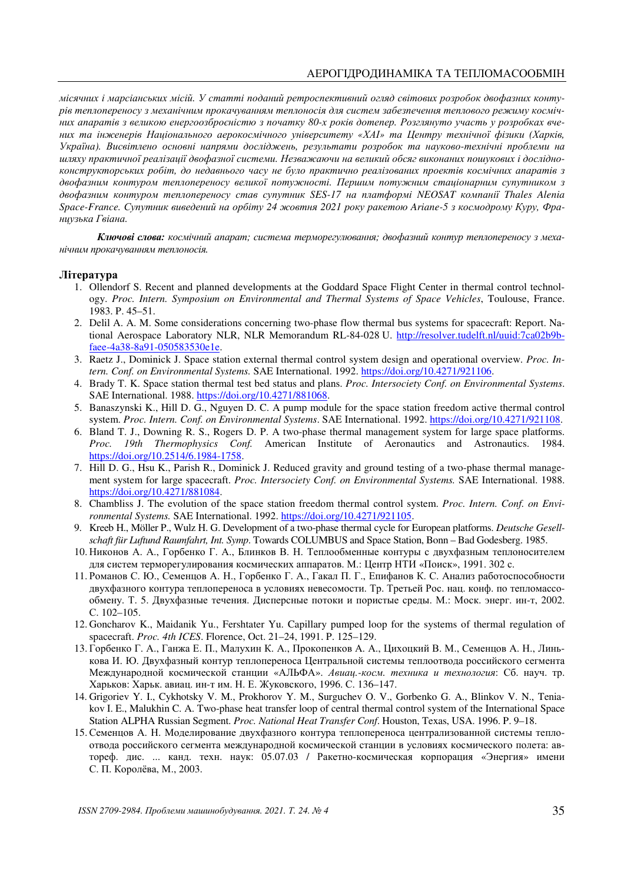*місячних і марсіанських місій. У статті поданий ретроспективний огляд світових розробок двофазних контурів теплопереносу з механічним прокачуванням теплоносія для систем забезпечення теплового режиму космічних апаратів з великою енергоозброєністю з початку 80-х років дотепер. Розглянуто участь у розробках вчених та інженерів Національного аерокосмічного університету «ХАІ» та Центру технічної фізики (Харків, Україна). Висвітлено основні напрями досліджень, результати розробок та науково-технічні проблеми на шляху практичної реалізації двофазної системи. Незважаючи на великий обсяг виконаних пошукових і дослідно-конструкторських робіт, до недавнього часу не було практично реалізованих проєктів космічних апаратів з двофазним контуром теплопереносу великої потужності. Першим потужним стаціонарним супутником з двофазним контуром теплопереносу став супутник SES-17 на платформі NEOSAT компанії Thales Alenia Space-France. Супутник виведений на орбіту 24 жовтня 2021 року ракетою Ariane-5 з космодрому Куру, Французька Гвіана.*

***Ключові слова:*** *космічний апарат; система терморегулювання; двофазний контур теплопереносу з механічним прокачуванням теплоносія.*

## Література

1. Ollendorf S. Recent and planned developments at the Goddard Space Flight Center in thermal control technology. *Proc. Intern. Symposium on Environmental and Thermal Systems of Space Vehicles*, Toulouse, France. 1983. P. 45–51.
2. Delil A. A. M. Some considerations concerning two-phase flow thermal bus systems for spacecraft: Report. National Aerospace Laboratory NLR, NLR Memorandum RL-84-028 U. http://resolver.tudelft.nl/uuid:7ca02b9b-faee-4a38-8a91-050583530e1e.
3. Raetz J., Dominick J. Space station external thermal control system design and operational overview. *Proc. Intern. Conf. on Environmental Systems.* SAE International. 1992. https://doi.org/10.4271/921106.
4. Brady T. K. Space station thermal test bed status and plans. *Proc. Intersociety Conf. on Environmental Systems*. SAE International. 1988. https://doi.org/10.4271/881068.
5. Banaszynski K., Hill D. G., Nguyen D. C. A pump module for the space station freedom active thermal control system. *Proc. Intern. Conf. on Environmental Systems*. SAE International. 1992. https://doi.org/10.4271/921108.
6. Bland T. J., Downing R. S., Rogers D. P. A two-phase thermal management system for large space platforms. *Proc. 19th Thermophysics Conf.* American Institute of Aeronautics and Astronautics. 1984. https://doi.org/10.2514/6.1984-1758.
7. Hill D. G., Hsu K., Parish R., Dominick J. Reduced gravity and ground testing of a two-phase thermal management system for large spacecraft. *Proc. Intersociety Conf. on Environmental Systems.* SAE International. 1988. https://doi.org/10.4271/881084.
8. Chambliss J. The evolution of the space station freedom thermal control system. *Proc. Intern. Conf. on Environmental Systems.* SAE International. 1992. https://doi.org/10.4271/921105.
9. Kreeb H., Möller P., Wulz H. G. Development of a two-phase thermal cycle for European platforms. *Deutsche Gesellschaft für Luftund Raumfahrt, Int. Symp*. Towards COLUMBUS and Space Station, Bonn – Bad Godesberg. 1985.
10. Никонов А. А., Горбенко Г. А., Блинков В. Н. Теплообменные контуры с двухфазным теплоносителем для систем терморегулирования космических аппаратов. М.: Центр НТИ «Поиск», 1991. 302 с.
11. Романов С. Ю., Семенцов А. Н., Горбенко Г. А., Гакал П. Г., Епифанов К. С. Анализ работоспособности двухфазного контура теплопереноса в условиях невесомости. Тр. Третьей Рос. нац. конф. по тепломассообмену. Т. 5. Двухфазные течения. Дисперсные потоки и пористые среды. М.: Моск. энерг. ин-т, 2002. С. 102–105.
12. Goncharov K., Maidanik Yu., Fershtater Yu. Capillary pumped loop for the systems of thermal regulation of spacecraft. *Proc. 4th ICES*. Florence, Oct. 21–24, 1991. P. 125–129.
13. Горбенко Г. А., Ганжа Е. П., Малухин К. А., Прокопенков А. А., Цихоцкий В. М., Семенцов А. Н., Линькова И. Ю. Двухфазный контур теплопереноса Центральной системы теплоотвода российского сегмента Международной космической станции «АЛЬФА». *Авиац.-косм. техника и технология*: Сб. науч. тр. Харьков: Харьк. авиац. ин-т им. Н. Е. Жуковского, 1996. С. 136–147.
14. Grigoriev Y. I., Cykhotsky V. M., Prokhorov Y. M., Surguchev O. V., Gorbenko G. A., Blinkov V. N., Teniakov I. E., Malukhin C. A. Two-phase heat transfer loop of central thermal control system of the International Space Station ALPHA Russian Segment. *Proc. National Heat Transfer Conf*. Houston, Texas, USA. 1996. P. 9–18.
15. Семенцов А. Н. Моделирование двухфазного контура теплопереноса централизованной системы теплоотвода российского сегмента международной космической станции в условиях космического полета: автореф. дис. ... канд. техн. наук: 05.07.03 / Ракетно-космическая корпорация «Энергия» имени С. П. Королёва, М., 2003.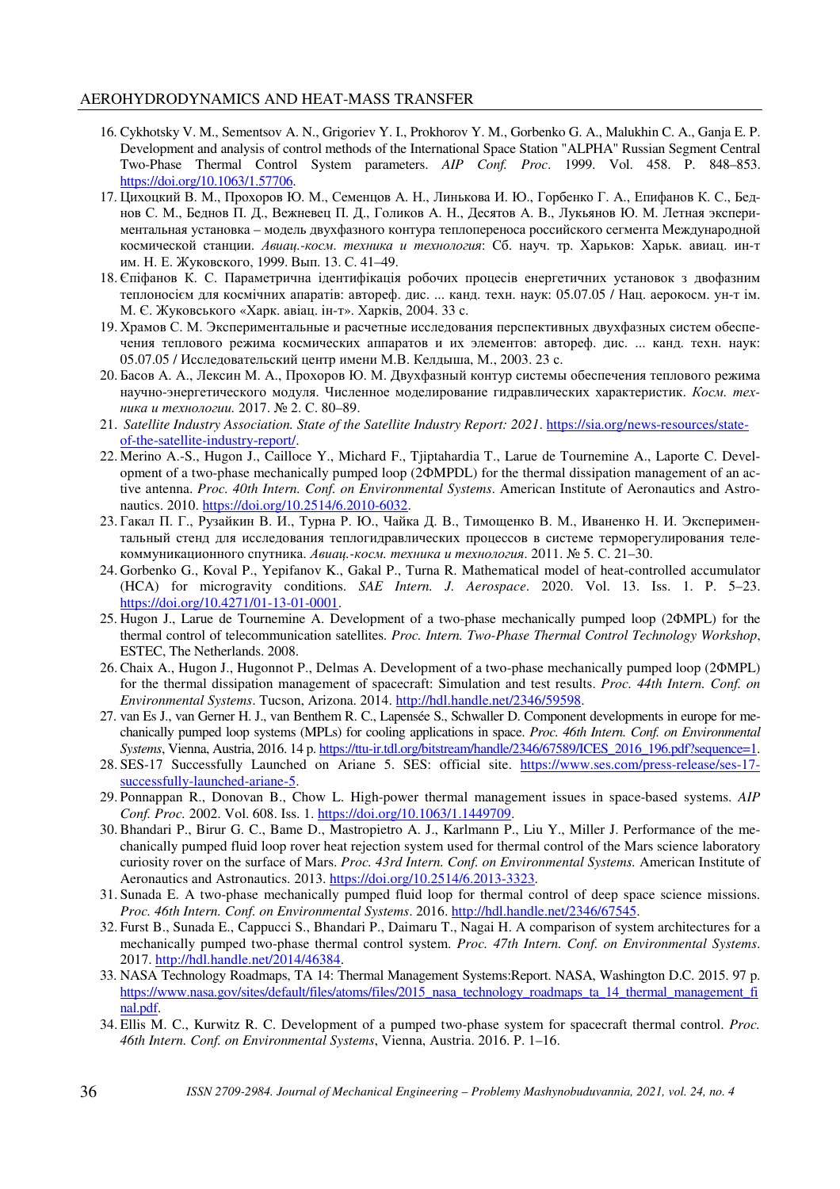16. Cykhotsky V. M., Sementsov A. N., Grigoriev Y. I., Prokhorov Y. M., Gorbenko G. A., Malukhin C. A., Ganja E. P. Development and analysis of control methods of the International Space Station "ALPHA" Russian Segment Central Two-Phase Thermal Control System parameters. *AIP Conf. Proc*. 1999. Vol. 458. P. 848–853. https://doi.org/10.1063/1.57706.
17. Цихоцкий В. М., Прохоров Ю. М., Семенцов А. Н., Линькова И. Ю., Горбенко Г. А., Епифанов К. С., Беднов С. М., Беднов П. Д., Вежневец П. Д., Голиков А. Н., Десятов А. В., Лукьянов Ю. М. Летная экспериментальная установка – модель двухфазного контура теплопереноса российского сегмента Международной космической станции. *Авиац.-косм. техника и технология*: Сб. науч. тр. Харьков: Харьк. авиац. ин-т им. Н. Е. Жуковского, 1999. Вып. 13. С. 41–49.
18. Єпіфанов К. С. Параметрична ідентифікація робочих процесів енергетичних установок з двофазним теплоносієм для космічних апаратів: автореф. дис. ... канд. техн. наук: 05.07.05 / Нац. аерокосм. ун-т ім. М. Є. Жуковського «Харк. авіац. ін-т». Харків, 2004. 33 с.
19. Храмов С. М. Экспериментальные и расчетные исследования перспективных двухфазных систем обеспечения теплового режима космических аппаратов и их элементов: автореф. дис. ... канд. техн. наук: 05.07.05 / Исследовательский центр имени М.В. Келдыша, М., 2003. 23 с.
20. Басов А. А., Лексин М. А., Прохоров Ю. М. Двухфазный контур системы обеспечения теплового режима научно-энергетического модуля. Численное моделирование гидравлических характеристик. *Косм. техника и технологии*. 2017. № 2. С. 80–89.
21. *Satellite Industry Association. State of the Satellite Industry Report: 2021*. https://sia.org/news-resources/state-of-the-satellite-industry-report/.
22. Merino A.-S., Hugon J., Cailloce Y., Michard F., Tjiptahardia T., Larue de Tournemine A., Laporte C. Development of a two-phase mechanically pumped loop (2ФMPDL) for the thermal dissipation management of an active antenna. *Proc. 40th Intern. Conf. on Environmental Systems*. American Institute of Aeronautics and Astronautics. 2010. https://doi.org/10.2514/6.2010-6032.
23. Гакал П. Г., Рузайкин В. И., Турна Р. Ю., Чайка Д. В., Тимощенко В. М., Иваненко Н. И. Экспериментальный стенд для исследования теплогидравлических процессов в системе терморегулирования телекоммуникационного спутника. *Авиац.-косм. техника и технология*. 2011. № 5. С. 21–30.
24. Gorbenko G., Koval P., Yepifanov K., Gakal P., Turna R. Mathematical model of heat-controlled accumulator (HCA) for microgravity conditions. *SAE Intern. J. Aerospace*. 2020. Vol. 13. Iss. 1. P. 5–23. https://doi.org/10.4271/01-13-01-0001.
25. Hugon J., Larue de Tournemine A. Development of a two-phase mechanically pumped loop (2ФMPL) for the thermal control of telecommunication satellites. *Proc. Intern. Two-Phase Thermal Control Technology Workshop*, ESTEC, The Netherlands. 2008.
26. Chaix A., Hugon J., Hugonnot P., Delmas A. Development of a two-phase mechanically pumped loop (2ФMPL) for the thermal dissipation management of spacecraft: Simulation and test results. *Proc. 44th Intern. Conf. on Environmental Systems*. Tucson, Arizona. 2014. http://hdl.handle.net/2346/59598.
27. van Es J., van Gerner H. J., van Benthem R. C., Lapensée S., Schwaller D. Component developments in europe for mechanically pumped loop systems (MPLs) for cooling applications in space. *Proc. 46th Intern. Conf. on Environmental Systems*, Vienna, Austria, 2016. 14 p. https://ttu-ir.tdl.org/bitstream/handle/2346/67589/ICES_2016_196.pdf?sequence=1.
28. SES-17 Successfully Launched on Ariane 5. SES: official site. https://www.ses.com/press-release/ses-17-successfully-launched-ariane-5.
29. Ponnappan R., Donovan B., Chow L. High-power thermal management issues in space-based systems. *AIP Conf. Proc*. 2002. Vol. 608. Iss. 1. https://doi.org/10.1063/1.1449709.
30. Bhandari P., Birur G. C., Bame D., Mastropietro A. J., Karlmann P., Liu Y., Miller J. Performance of the mechanically pumped fluid loop rover heat rejection system used for thermal control of the Mars science laboratory curiosity rover on the surface of Mars. *Proc. 43rd Intern. Conf. on Environmental Systems*. American Institute of Aeronautics and Astronautics. 2013. https://doi.org/10.2514/6.2013-3323.
31. Sunada E. A two-phase mechanically pumped fluid loop for thermal control of deep space science missions. *Proc. 46th Intern. Conf. on Environmental Systems*. 2016. http://hdl.handle.net/2346/67545.
32. Furst B., Sunada E., Cappucci S., Bhandari P., Daimaru T., Nagai H. A comparison of system architectures for a mechanically pumped two-phase thermal control system. *Proc. 47th Intern. Conf. on Environmental Systems*. 2017. http://hdl.handle.net/2014/46384.
33. NASA Technology Roadmaps, TA 14: Thermal Management Systems:Report. NASA, Washington D.C. 2015. 97 p. https://www.nasa.gov/sites/default/files/atoms/files/2015_nasa_technology_roadmaps_ta_14_thermal_management_final.pdf.
34. Ellis M. C., Kurwitz R. C. Development of a pumped two-phase system for spacecraft thermal control. *Proc. 46th Intern. Conf. on Environmental Systems*, Vienna, Austria. 2016. P. 1–16.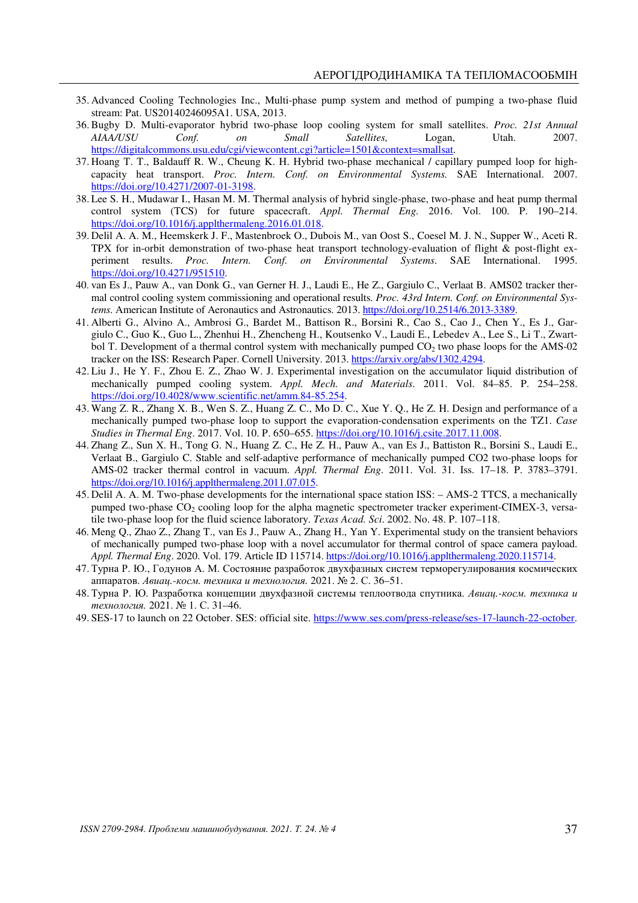35. Advanced Cooling Technologies Inc., Multi-phase pump system and method of pumping a two-phase fluid stream: Pat. US20140246095A1. USA, 2013.
36. Bugby D. Multi-evaporator hybrid two-phase loop cooling system for small satellites. *Proc. 21st Annual AIAA/USU Conf. on Small Satellites,* Logan, Utah. 2007. https://digitalcommons.usu.edu/cgi/viewcontent.cgi?article=1501&context=smallsat.
37. Hoang T. T., Baldauff R. W., Cheung K. H. Hybrid two-phase mechanical / capillary pumped loop for high-capacity heat transport. *Proc. Intern. Conf. on Environmental Systems.* SAE International. 2007. https://doi.org/10.4271/2007-01-3198.
38. Lee S. H., Mudawar I., Hasan M. M. Thermal analysis of hybrid single-phase, two-phase and heat pump thermal control system (TCS) for future spacecraft. *Appl. Thermal Eng.* 2016. Vol. 100. P. 190–214. https://doi.org/10.1016/j.applthermaleng.2016.01.018.
39. Delil A. A. M., Heemskerk J. F., Mastenbroek O., Dubois M., van Oost S., Coesel M. J. N., Supper W., Aceti R. TPX for in-orbit demonstration of two-phase heat transport technology-evaluation of flight & post-flight experiment results. *Proc. Intern. Conf. on Environmental Systems*. SAE International. 1995. https://doi.org/10.4271/951510.
40. van Es J., Pauw A., van Donk G., van Gerner H. J., Laudi E., He Z., Gargiulo C., Verlaat B. AMS02 tracker thermal control cooling system commissioning and operational results. *Proc. 43rd Intern. Conf. on Environmental Systems*. American Institute of Aeronautics and Astronautics. 2013. https://doi.org/10.2514/6.2013-3389.
41. Alberti G., Alvino A., Ambrosi G., Bardet M., Battison R., Borsini R., Cao S., Cao J., Chen Y., Es J., Gargiulo C., Guo K., Guo L., Zhenhui H., Zhencheng H., Koutsenko V., Laudi E., Lebedev A., Lee S., Li T., Zwartbol T. Development of a thermal control system with mechanically pumped $CO_2$ two phase loops for the AMS-02 tracker on the ISS: Research Paper. Cornell University. 2013. https://arxiv.org/abs/1302.4294.
42. Liu J., He Y. F., Zhou E. Z., Zhao W. J. Experimental investigation on the accumulator liquid distribution of mechanically pumped cooling system. *Appl. Mech. and Materials*. 2011. Vol. 84–85. P. 254–258. https://doi.org/10.4028/www.scientific.net/amm.84-85.254.
43. Wang Z. R., Zhang X. B., Wen S. Z., Huang Z. C., Mo D. C., Xue Y. Q., He Z. H. Design and performance of a mechanically pumped two-phase loop to support the evaporation-condensation experiments on the TZ1. *Case Studies in Thermal Eng*. 2017. Vol. 10. P. 650–655. https://doi.org/10.1016/j.csite.2017.11.008.
44. Zhang Z., Sun X. H., Tong G. N., Huang Z. C., He Z. H., Pauw A., van Es J., Battiston R., Borsini S., Laudi E., Verlaat B., Gargiulo C. Stable and self-adaptive performance of mechanically pumped CO2 two-phase loops for AMS-02 tracker thermal control in vacuum. *Appl. Thermal Eng*. 2011. Vol. 31. Iss. 17–18. P. 3783–3791. https://doi.org/10.1016/j.applthermaleng.2011.07.015.
45. Delil A. A. M. Two-phase developments for the international space station ISS: – AMS-2 TTCS, a mechanically pumped two-phase $CO_2$ cooling loop for the alpha magnetic spectrometer tracker experiment-CIMEX-3, versatile two-phase loop for the fluid science laboratory. *Texas Acad. Sci*. 2002. No. 48. P. 107–118.
46. Meng Q., Zhao Z., Zhang T., van Es J., Pauw A., Zhang H., Yan Y. Experimental study on the transient behaviors of mechanically pumped two-phase loop with a novel accumulator for thermal control of space camera payload. *Appl. Thermal Eng*. 2020. Vol. 179. Article ID 115714. https://doi.org/10.1016/j.applthermaleng.2020.115714.
47. Турна Р. Ю., Годунов А. М. Состояние разработок двухфазных систем терморегулирования космических аппаратов. *Авиац.-косм. техника и технология.* 2021. № 2. С. 36–51.
48. Турна Р. Ю. Разработка концепции двухфазной системы теплоотвода спутника. *Авиац.-косм. техника и технология.* 2021. № 1. С. 31–46.
49. SES-17 to launch on 22 October. SES: official site. https://www.ses.com/press-release/ses-17-launch-22-october.